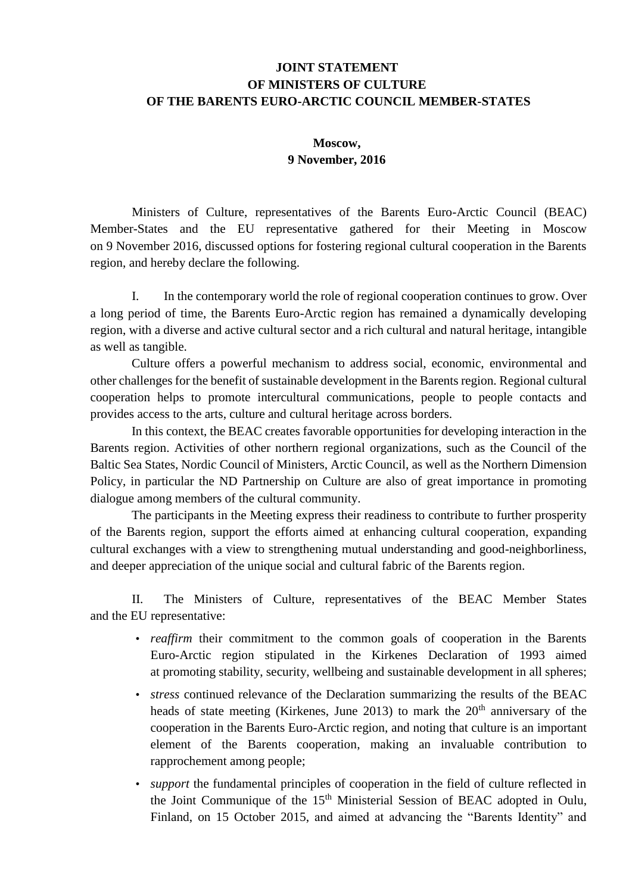**JOINT STATEMENT**
**OF MINISTERS OF CULTURE**
**OF THE BARENTS EURO-ARCTIC COUNCIL MEMBER-STATES**

**Moscow,**
**9 November, 2016**

Ministers of Culture, representatives of the Barents Euro-Arctic Council (BEAC) Member-States and the EU representative gathered for their Meeting in Moscow on 9 November 2016, discussed options for fostering regional cultural cooperation in the Barents region, and hereby declare the following.

I. In the contemporary world the role of regional cooperation continues to grow. Over a long period of time, the Barents Euro-Arctic region has remained a dynamically developing region, with a diverse and active cultural sector and a rich cultural and natural heritage, intangible as well as tangible.

Culture offers a powerful mechanism to address social, economic, environmental and other challenges for the benefit of sustainable development in the Barents region. Regional cultural cooperation helps to promote intercultural communications, people to people contacts and provides access to the arts, culture and cultural heritage across borders.

In this context, the BEAC creates favorable opportunities for developing interaction in the Barents region. Activities of other northern regional organizations, such as the Council of the Baltic Sea States, Nordic Council of Ministers, Arctic Council, as well as the Northern Dimension Policy, in particular the ND Partnership on Culture are also of great importance in promoting dialogue among members of the cultural community.

The participants in the Meeting express their readiness to contribute to further prosperity of the Barents region, support the efforts aimed at enhancing cultural cooperation, expanding cultural exchanges with a view to strengthening mutual understanding and good-neighborliness, and deeper appreciation of the unique social and cultural fabric of the Barents region.

II. The Ministers of Culture, representatives of the BEAC Member States and the EU representative:

- *reaffirm* their commitment to the common goals of cooperation in the Barents Euro-Arctic region stipulated in the Kirkenes Declaration of 1993 aimed at promoting stability, security, wellbeing and sustainable development in all spheres;
- *stress* continued relevance of the Declaration summarizing the results of the BEAC heads of state meeting (Kirkenes, June 2013) to mark the 20th anniversary of the cooperation in the Barents Euro-Arctic region, and noting that culture is an important element of the Barents cooperation, making an invaluable contribution to rapprochement among people;
- *support* the fundamental principles of cooperation in the field of culture reflected in the Joint Communique of the 15th Ministerial Session of BEAC adopted in Oulu, Finland, on 15 October 2015, and aimed at advancing the "Barents Identity" and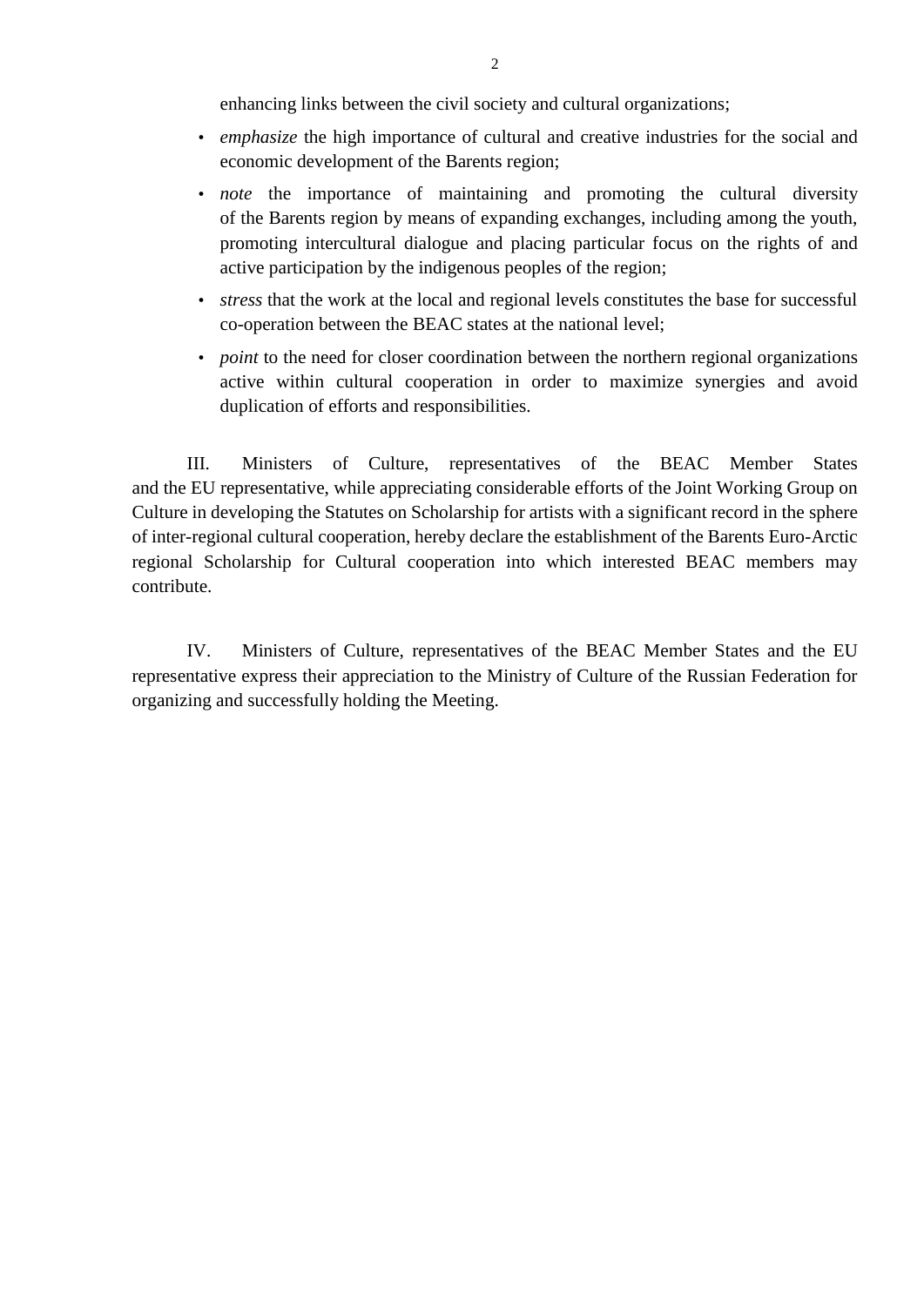enhancing links between the civil society and cultural organizations;

- *emphasize* the high importance of cultural and creative industries for the social and economic development of the Barents region;
- *note* the importance of maintaining and promoting the cultural diversity of the Barents region by means of expanding exchanges, including among the youth, promoting intercultural dialogue and placing particular focus on the rights of and active participation by the indigenous peoples of the region;
- *stress* that the work at the local and regional levels constitutes the base for successful co-operation between the BEAC states at the national level;
- *point* to the need for closer coordination between the northern regional organizations active within cultural cooperation in order to maximize synergies and avoid duplication of efforts and responsibilities.

III. Ministers of Culture, representatives of the BEAC Member States and the EU representative, while appreciating considerable efforts of the Joint Working Group on Culture in developing the Statutes on Scholarship for artists with a significant record in the sphere of inter-regional cultural cooperation, hereby declare the establishment of the Barents Euro-Arctic regional Scholarship for Cultural cooperation into which interested BEAC members may contribute.

IV. Ministers of Culture, representatives of the BEAC Member States and the EU representative express their appreciation to the Ministry of Culture of the Russian Federation for organizing and successfully holding the Meeting.